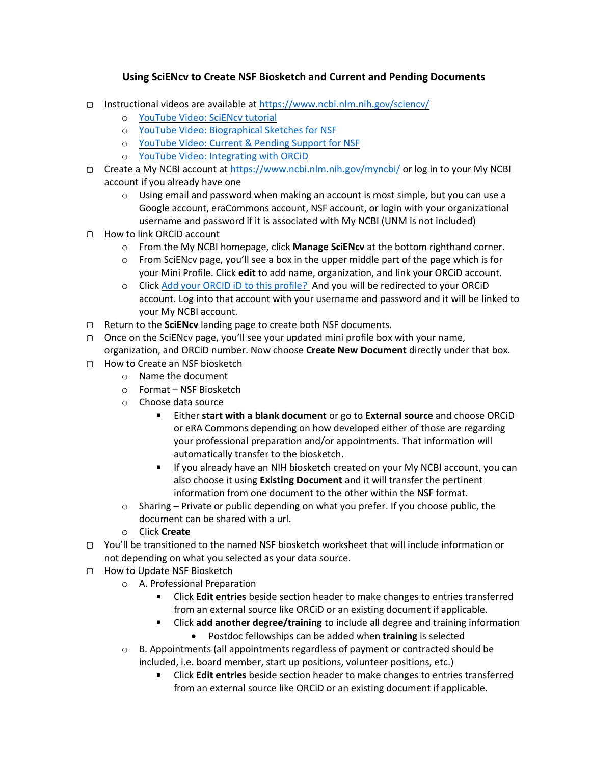# Using SciENcv to Create NSF Biosketch and Current and Pending Documents

- [ ] Instructional videos are available at [https://www.ncbi.nlm.nih.gov/sciencv/](https://www.ncbi.nlm.nih.gov/sciencv/)
    - YouTube Video: SciENcv tutorial
    - YouTube Video: Biographical Sketches for NSF
    - YouTube Video: Current & Pending Support for NSF
    - YouTube Video: Integrating with ORCiD
- [ ] Create a My NCBI account at [https://www.ncbi.nlm.nih.gov/myncbi/](https://www.ncbi.nlm.nih.gov/myncbi/) or log in to your My NCBI account if you already have one
    - Using email and password when making an account is most simple, but you can use a Google account, eraCommons account, NSF account, or login with your organizational username and password if it is associated with My NCBI (UNM is not included)
- [ ] How to link ORCiD account
    - From the My NCBI homepage, click **Manage SciENcv** at the bottom righthand corner.
    - From SciENcv page, you'll see a box in the upper middle part of the page which is for your Mini Profile. Click **edit** to add name, organization, and link your ORCiD account.
    - Click Add your ORCID iD to this profile? And you will be redirected to your ORCiD account. Log into that account with your username and password and it will be linked to your My NCBI account.
- [ ] Return to the **SciENcv** landing page to create both NSF documents.
- [ ] Once on the SciENcv page, you'll see your updated mini profile box with your name, organization, and ORCiD number. Now choose **Create New Document** directly under that box.
- [ ] How to Create an NSF biosketch
    - Name the document
    - Format – NSF Biosketch
    - Choose data source
        - Either **start with a blank document** or go to **External source** and choose ORCiD or eRA Commons depending on how developed either of those are regarding your professional preparation and/or appointments. That information will automatically transfer to the biosketch.
        - If you already have an NIH biosketch created on your My NCBI account, you can also choose it using **Existing Document** and it will transfer the pertinent information from one document to the other within the NSF format.
    - Sharing – Private or public depending on what you prefer. If you choose public, the document can be shared with a url.
    - Click **Create**
- [ ] You'll be transitioned to the named NSF biosketch worksheet that will include information or not depending on what you selected as your data source.
- [ ] How to Update NSF Biosketch
    - A. Professional Preparation
        - Click **Edit entries** beside section header to make changes to entries transferred from an external source like ORCiD or an existing document if applicable.
        - Click **add another degree/training** to include all degree and training information
            - Postdoc fellowships can be added when **training** is selected
    - B. Appointments (all appointments regardless of payment or contracted should be included, i.e. board member, start up positions, volunteer positions, etc.)
        - Click **Edit entries** beside section header to make changes to entries transferred from an external source like ORCiD or an existing document if applicable.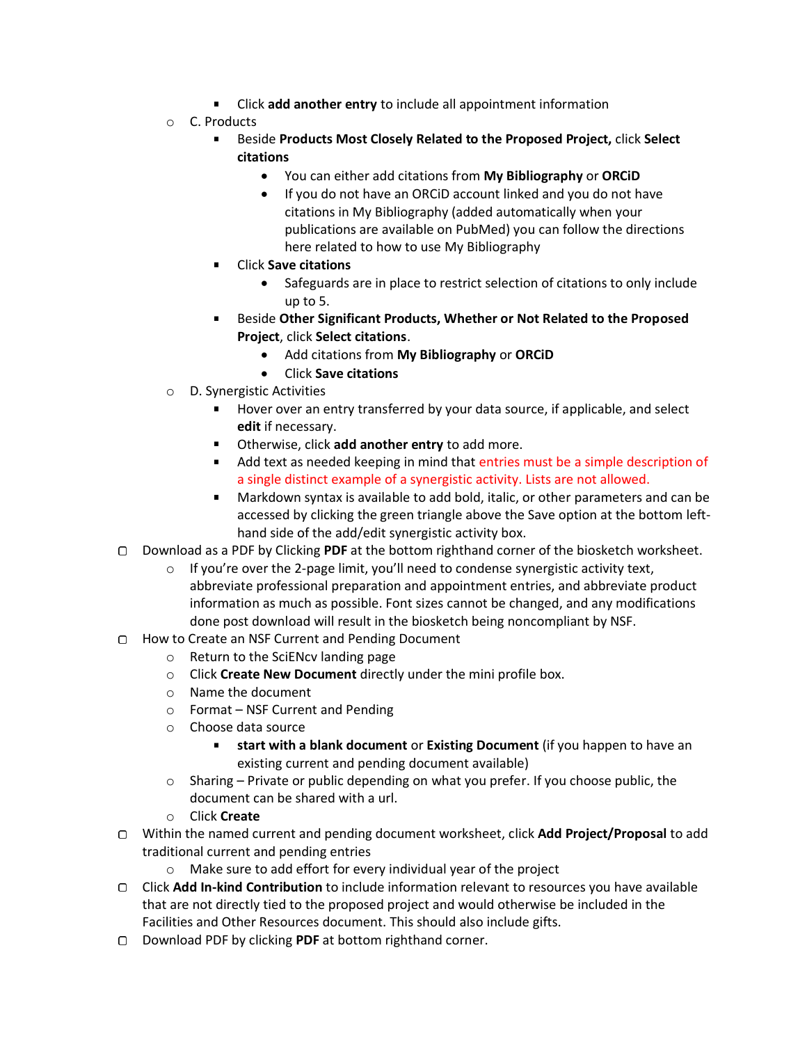- Click **add another entry** to include all appointment information
  - C. Products
      - Beside **Products Most Closely Related to the Proposed Project,** click **Select citations**
          - You can either add citations from **My Bibliography** or **ORCiD**
          - If you do not have an ORCiD account linked and you do not have citations in My Bibliography (added automatically when your publications are available on PubMed) you can follow the directions here related to how to use My Bibliography
      - Click **Save citations**
          - Safeguards are in place to restrict selection of citations to only include up to 5.
      - Beside **Other Significant Products, Whether or Not Related to the Proposed Project**, click **Select citations**.
          - Add citations from **My Bibliography** or **ORCiD**
          - Click **Save citations**
  - D. Synergistic Activities
      - Hover over an entry transferred by your data source, if applicable, and select **edit** if necessary.
      - Otherwise, click **add another entry** to add more.
      - Add text as needed keeping in mind that entries must be a simple description of a single distinct example of a synergistic activity. Lists are not allowed.
      - Markdown syntax is available to add bold, italic, or other parameters and can be accessed by clicking the green triangle above the Save option at the bottom left-hand side of the add/edit synergistic activity box.

- [ ] Download as a PDF by Clicking **PDF** at the bottom righthand corner of the biosketch worksheet.
  - If you're over the 2-page limit, you'll need to condense synergistic activity text, abbreviate professional preparation and appointment entries, and abbreviate product information as much as possible. Font sizes cannot be changed, and any modifications done post download will result in the biosketch being noncompliant by NSF.
- [ ] How to Create an NSF Current and Pending Document
  - Return to the SciENcv landing page
  - Click **Create New Document** directly under the mini profile box.
  - Name the document
  - Format – NSF Current and Pending
  - Choose data source
      - **start with a blank document** or **Existing Document** (if you happen to have an existing current and pending document available)
  - Sharing – Private or public depending on what you prefer. If you choose public, the document can be shared with a url.
  - Click **Create**
- [ ] Within the named current and pending document worksheet, click **Add Project/Proposal** to add traditional current and pending entries
  - Make sure to add effort for every individual year of the project
- [ ] Click **Add In-kind Contribution** to include information relevant to resources you have available that are not directly tied to the proposed project and would otherwise be included in the Facilities and Other Resources document. This should also include gifts.
- [ ] Download PDF by clicking **PDF** at bottom righthand corner.